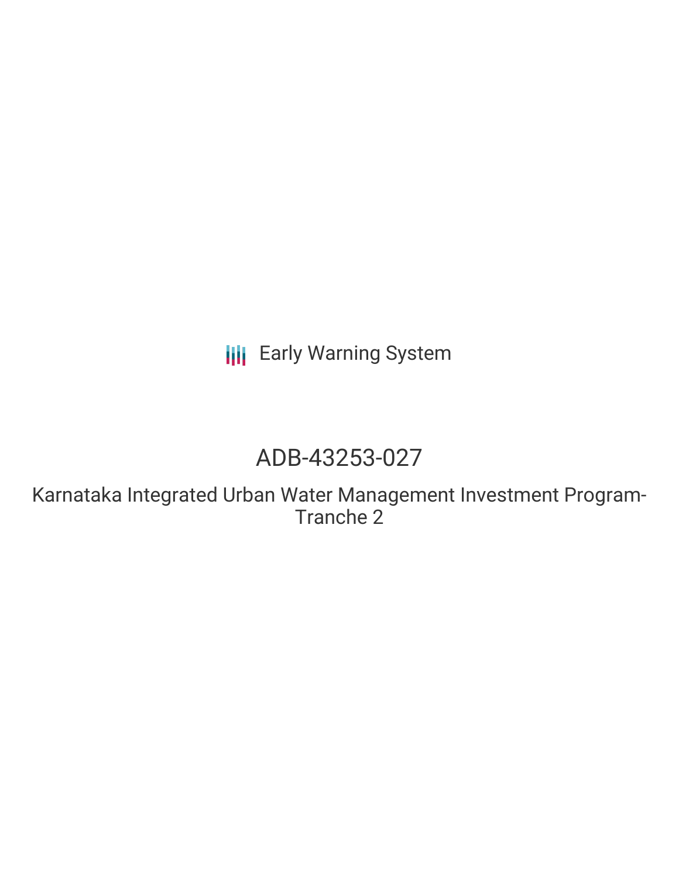Early Warning System

# ADB-43253-027

## Karnataka Integrated Urban Water Management Investment Program-Tranche 2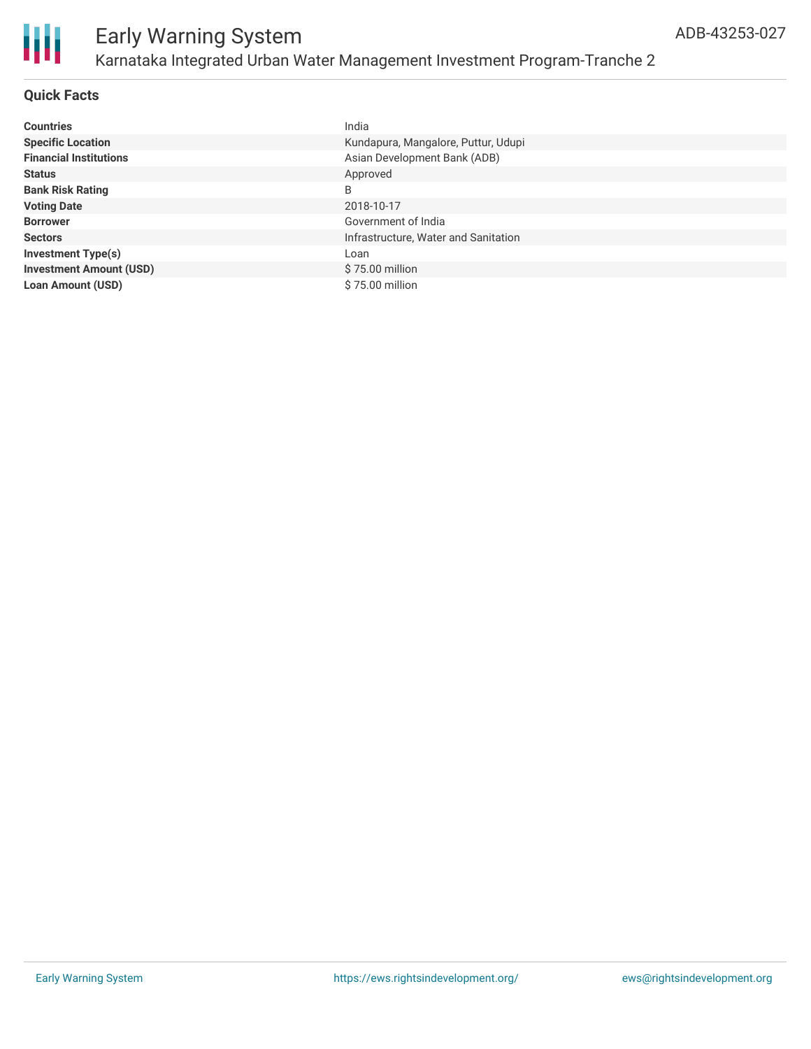# Karnataka Integrated Urban Water Management Investment Program-Tranche 2

ADB-43253-027

## Quick Facts

| | |
|---|---|
| **Countries** | India |
| **Specific Location** | Kundapura, Mangalore, Puttur, Udupi |
| **Financial Institutions** | Asian Development Bank (ADB) |
| **Status** | Approved |
| **Bank Risk Rating** | B |
| **Voting Date** | 2018-10-17 |
| **Borrower** | Government of India |
| **Sectors** | Infrastructure, Water and Sanitation |
| **Investment Type(s)** | Loan |
| **Investment Amount (USD)** | $ 75.00 million |
| **Loan Amount (USD)** | $ 75.00 million |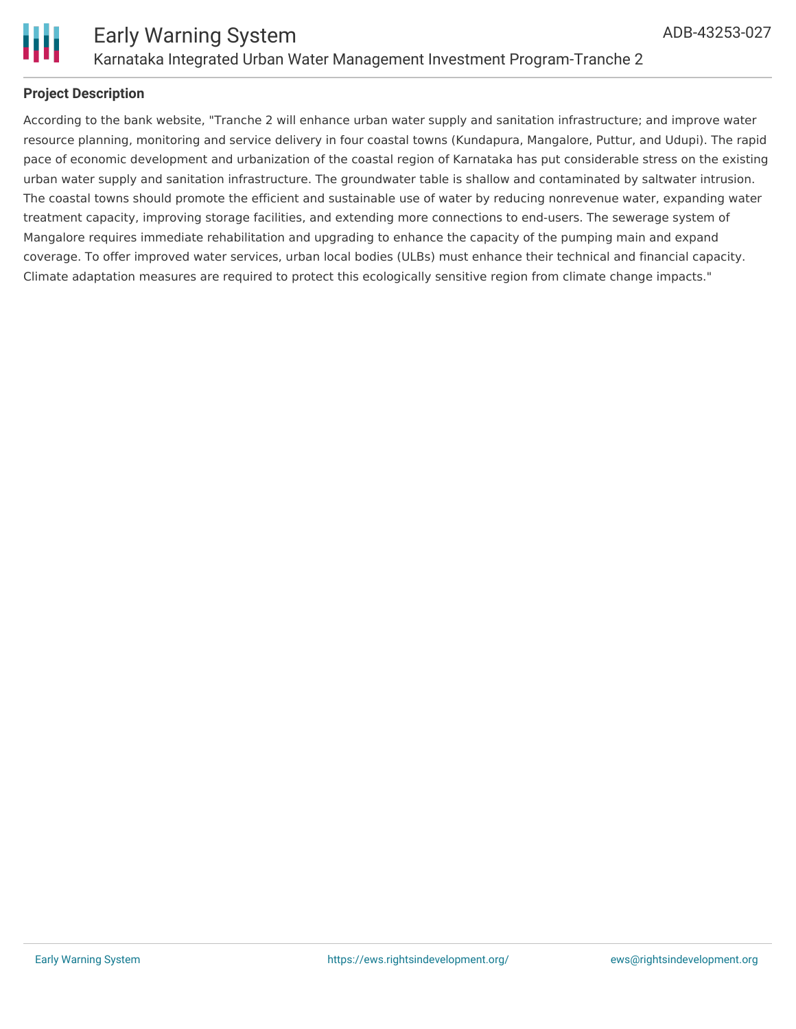**Project Description**

According to the bank website, "Tranche 2 will enhance urban water supply and sanitation infrastructure; and improve water resource planning, monitoring and service delivery in four coastal towns (Kundapura, Mangalore, Puttur, and Udupi). The rapid pace of economic development and urbanization of the coastal region of Karnataka has put considerable stress on the existing urban water supply and sanitation infrastructure. The groundwater table is shallow and contaminated by saltwater intrusion. The coastal towns should promote the efficient and sustainable use of water by reducing nonrevenue water, expanding water treatment capacity, improving storage facilities, and extending more connections to end-users. The sewerage system of Mangalore requires immediate rehabilitation and upgrading to enhance the capacity of the pumping main and expand coverage. To offer improved water services, urban local bodies (ULBs) must enhance their technical and financial capacity. Climate adaptation measures are required to protect this ecologically sensitive region from climate change impacts."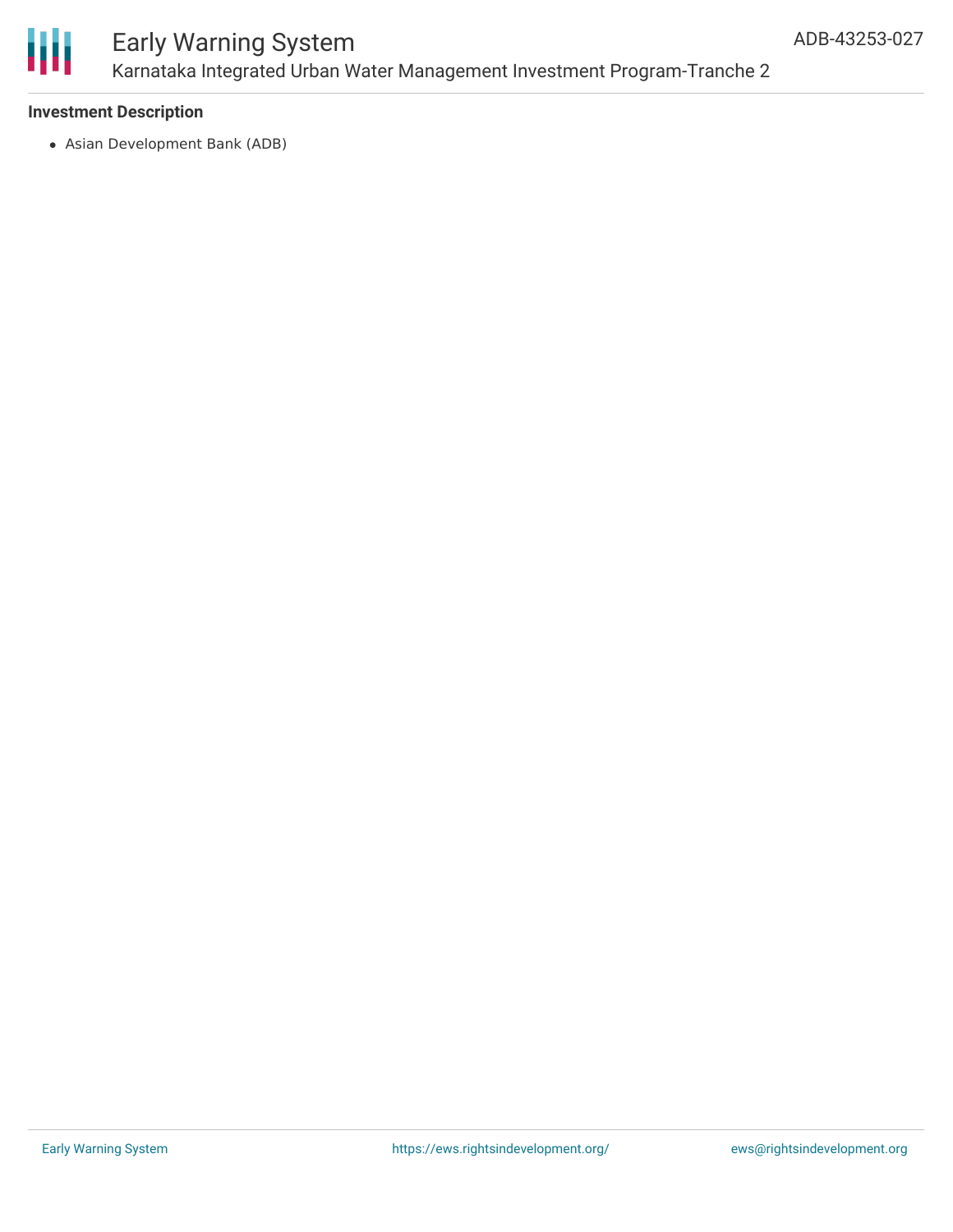### Investment Description

- Asian Development Bank (ADB)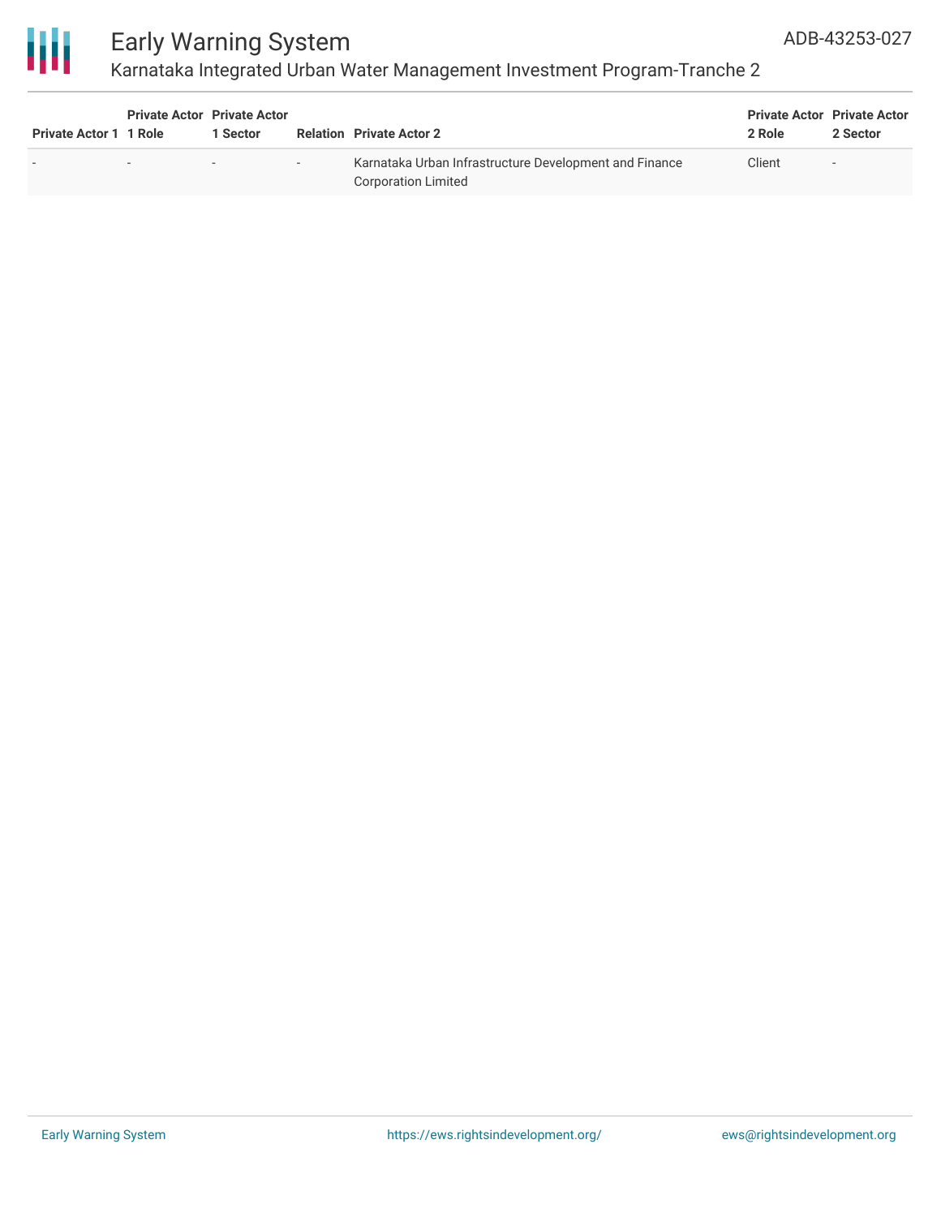| Private Actor 1 | Private Actor 1 Role | Private Actor 1 Sector | Relation | Private Actor 2 | Private Actor 2 Role | Private Actor 2 Sector |
|---|---|---|---|---|---|---|
| - | - | - | - | Karnataka Urban Infrastructure Development and Finance Corporation Limited | Client | - |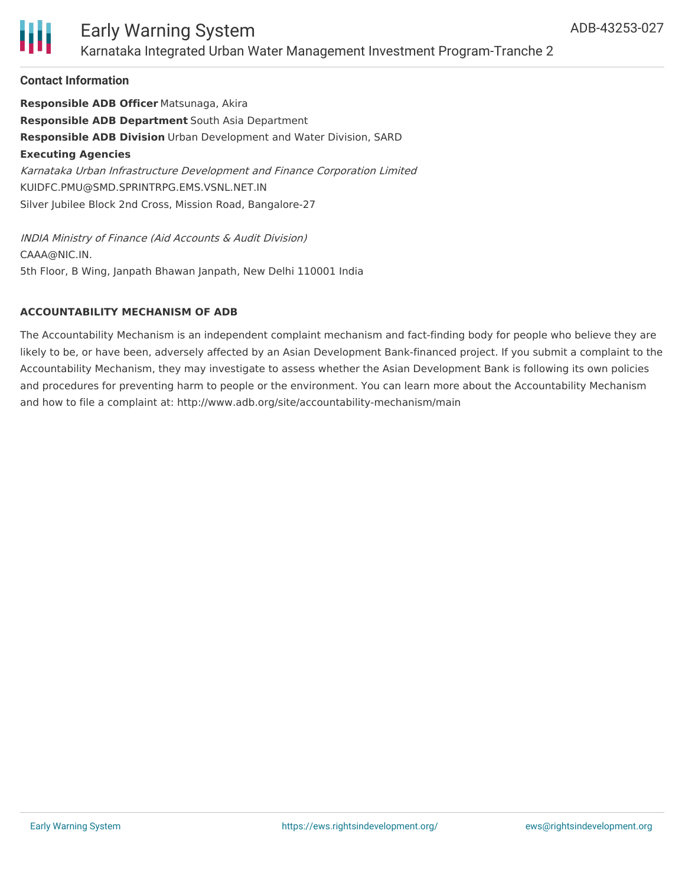## Contact Information

**Responsible ADB Officer** Matsunaga, Akira
**Responsible ADB Department** South Asia Department
**Responsible ADB Division** Urban Development and Water Division, SARD
**Executing Agencies**
*Karnataka Urban Infrastructure Development and Finance Corporation Limited*
KUIDFC.PMU@SMD.SPRINTRPG.EMS.VSNL.NET.IN
Silver Jubilee Block 2nd Cross, Mission Road, Bangalore-27

*INDIA Ministry of Finance (Aid Accounts & Audit Division)*
CAAA@NIC.IN.
5th Floor, B Wing, Janpath Bhawan Janpath, New Delhi 110001 India

### ACCOUNTABILITY MECHANISM OF ADB

The Accountability Mechanism is an independent complaint mechanism and fact-finding body for people who believe they are likely to be, or have been, adversely affected by an Asian Development Bank-financed project. If you submit a complaint to the Accountability Mechanism, they may investigate to assess whether the Asian Development Bank is following its own policies and procedures for preventing harm to people or the environment. You can learn more about the Accountability Mechanism and how to file a complaint at: http://www.adb.org/site/accountability-mechanism/main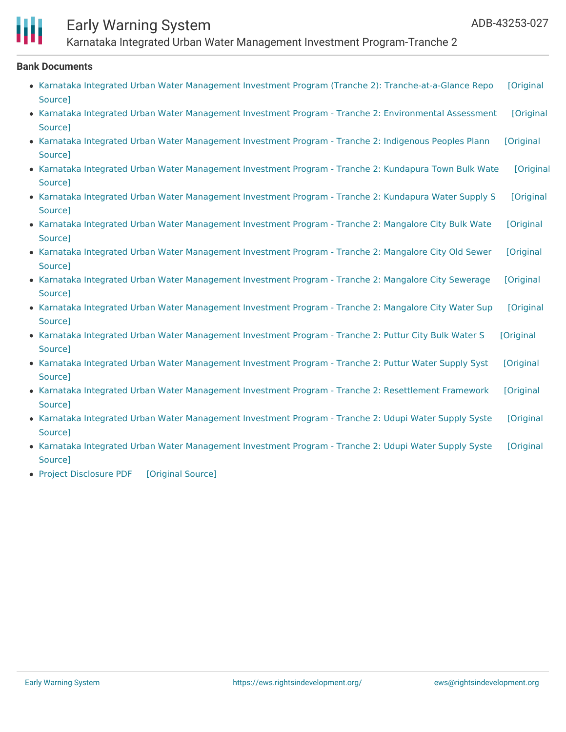**Bank Documents**

- Karnataka Integrated Urban Water Management Investment Program (Tranche 2): Tranche-at-a-Glance Repo [Original Source]
- Karnataka Integrated Urban Water Management Investment Program - Tranche 2: Environmental Assessment [Original Source]
- Karnataka Integrated Urban Water Management Investment Program - Tranche 2: Indigenous Peoples Plann [Original Source]
- Karnataka Integrated Urban Water Management Investment Program - Tranche 2: Kundapura Town Bulk Wate [Original Source]
- Karnataka Integrated Urban Water Management Investment Program - Tranche 2: Kundapura Water Supply S [Original Source]
- Karnataka Integrated Urban Water Management Investment Program - Tranche 2: Mangalore City Bulk Wate [Original Source]
- Karnataka Integrated Urban Water Management Investment Program - Tranche 2: Mangalore City Old Sewer [Original Source]
- Karnataka Integrated Urban Water Management Investment Program - Tranche 2: Mangalore City Sewerage [Original Source]
- Karnataka Integrated Urban Water Management Investment Program - Tranche 2: Mangalore City Water Sup [Original Source]
- Karnataka Integrated Urban Water Management Investment Program - Tranche 2: Puttur City Bulk Water S [Original Source]
- Karnataka Integrated Urban Water Management Investment Program - Tranche 2: Puttur Water Supply Syst [Original Source]
- Karnataka Integrated Urban Water Management Investment Program - Tranche 2: Resettlement Framework [Original Source]
- Karnataka Integrated Urban Water Management Investment Program - Tranche 2: Udupi Water Supply Syste [Original Source]
- Karnataka Integrated Urban Water Management Investment Program - Tranche 2: Udupi Water Supply Syste [Original Source]
- Project Disclosure PDF [Original Source]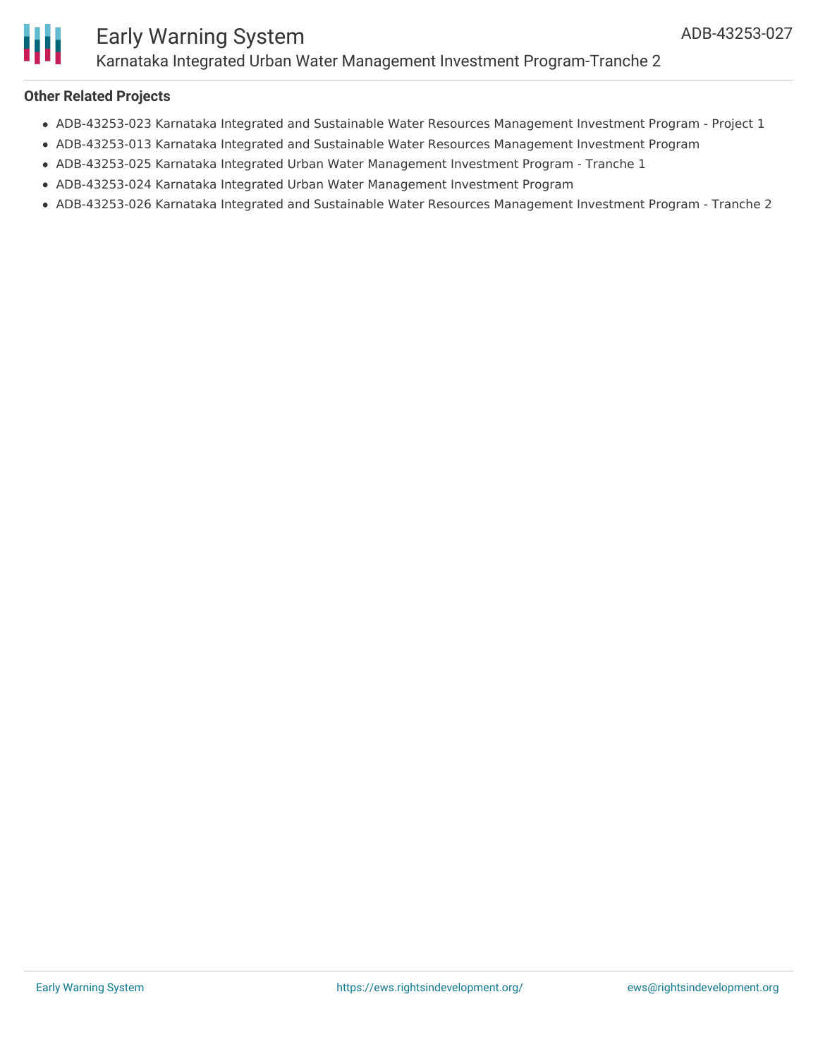**Other Related Projects**

- ADB-43253-023 Karnataka Integrated and Sustainable Water Resources Management Investment Program - Project 1
- ADB-43253-013 Karnataka Integrated and Sustainable Water Resources Management Investment Program
- ADB-43253-025 Karnataka Integrated Urban Water Management Investment Program - Tranche 1
- ADB-43253-024 Karnataka Integrated Urban Water Management Investment Program
- ADB-43253-026 Karnataka Integrated and Sustainable Water Resources Management Investment Program - Tranche 2